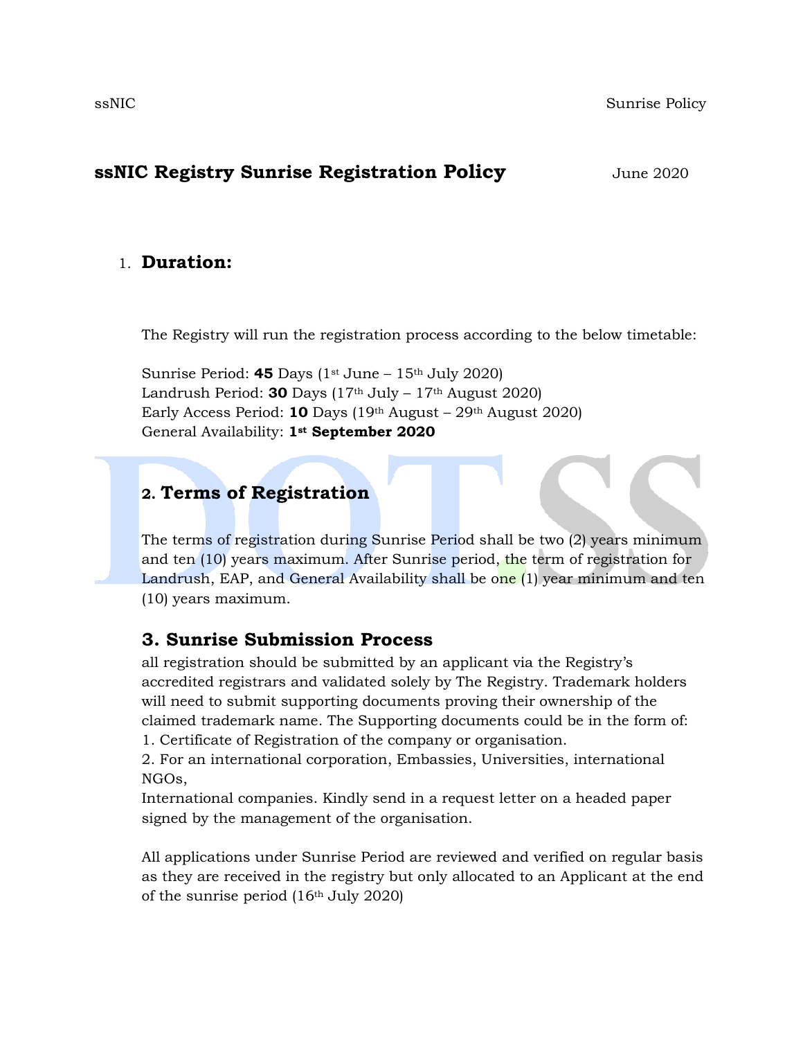# ssNIC Registry Sunrise Registration Policy

June 2020

## 1. Duration:

The Registry will run the registration process according to the below timetable:

Sunrise Period: **45** Days (1st June – 15th July 2020)
Landrush Period: **30** Days (17th July – 17th August 2020)
Early Access Period: **10** Days (19th August – 29th August 2020)
General Availability: **1st September 2020**

## 2. Terms of Registration

The terms of registration during Sunrise Period shall be two (2) years minimum and ten (10) years maximum. After Sunrise period, the term of registration for Landrush, EAP, and General Availability shall be one (1) year minimum and ten (10) years maximum.

## 3. Sunrise Submission Process

all registration should be submitted by an applicant via the Registry's accredited registrars and validated solely by The Registry. Trademark holders will need to submit supporting documents proving their ownership of the claimed trademark name. The Supporting documents could be in the form of:

1. Certificate of Registration of the company or organisation.
2. For an international corporation, Embassies, Universities, international NGOs,

International companies. Kindly send in a request letter on a headed paper signed by the management of the organisation.

All applications under Sunrise Period are reviewed and verified on regular basis as they are received in the registry but only allocated to an Applicant at the end of the sunrise period (16th July 2020)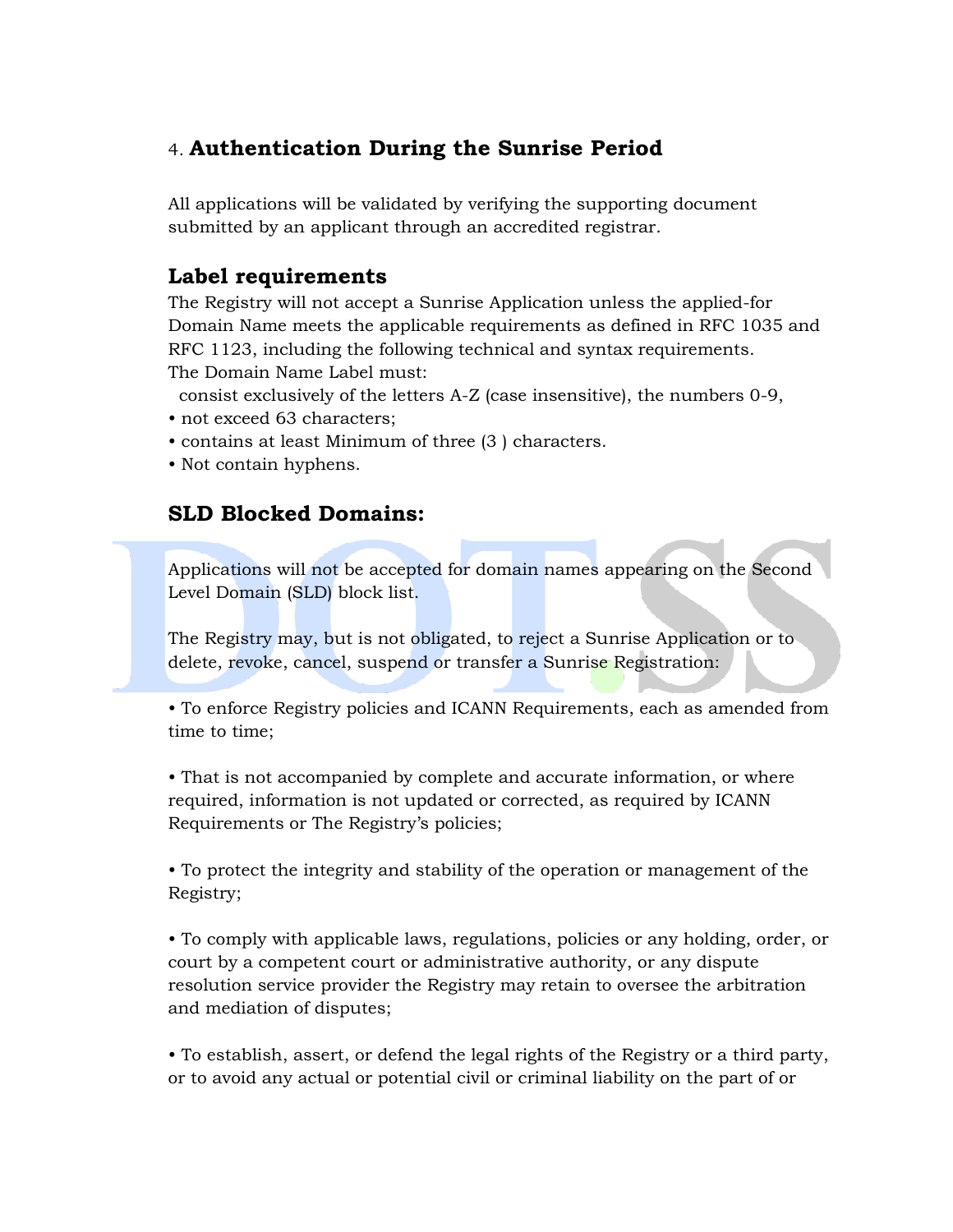## 4. Authentication During the Sunrise Period

All applications will be validated by verifying the supporting document submitted by an applicant through an accredited registrar.

### Label requirements

The Registry will not accept a Sunrise Application unless the applied-for Domain Name meets the applicable requirements as defined in RFC 1035 and RFC 1123, including the following technical and syntax requirements.
The Domain Name Label must:

consist exclusively of the letters A-Z (case insensitive), the numbers 0-9,

- not exceed 63 characters;
- contains at least Minimum of three (3 ) characters.
- Not contain hyphens.

### SLD Blocked Domains:

Applications will not be accepted for domain names appearing on the Second Level Domain (SLD) block list.

The Registry may, but is not obligated, to reject a Sunrise Application or to delete, revoke, cancel, suspend or transfer a Sunrise Registration:

- To enforce Registry policies and ICANN Requirements, each as amended from time to time;

- That is not accompanied by complete and accurate information, or where required, information is not updated or corrected, as required by ICANN Requirements or The Registry's policies;

- To protect the integrity and stability of the operation or management of the Registry;

- To comply with applicable laws, regulations, policies or any holding, order, or court by a competent court or administrative authority, or any dispute resolution service provider the Registry may retain to oversee the arbitration and mediation of disputes;

- To establish, assert, or defend the legal rights of the Registry or a third party, or to avoid any actual or potential civil or criminal liability on the part of or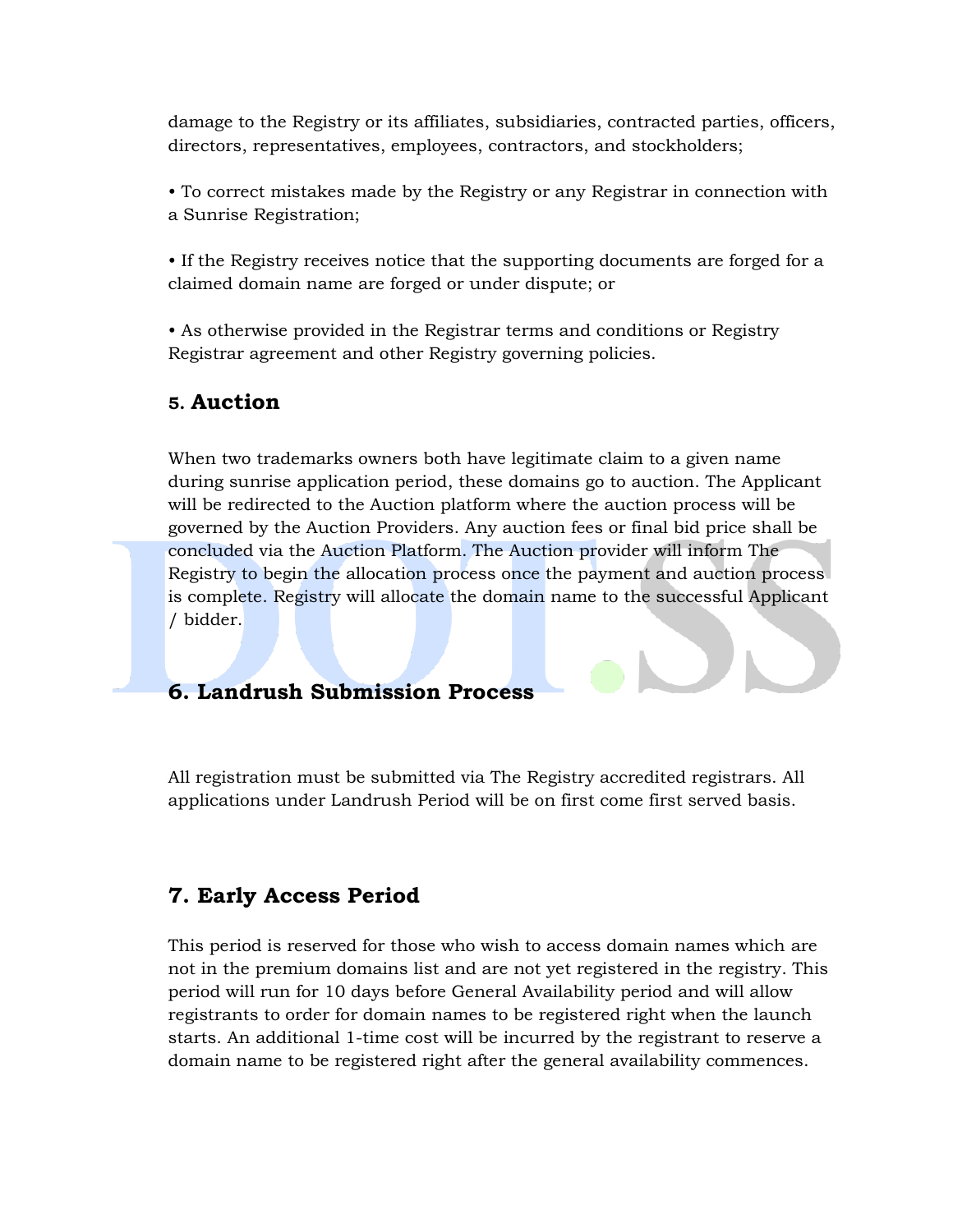damage to the Registry or its affiliates, subsidiaries, contracted parties, officers, directors, representatives, employees, contractors, and stockholders;

• To correct mistakes made by the Registry or any Registrar in connection with a Sunrise Registration;

• If the Registry receives notice that the supporting documents are forged for a claimed domain name are forged or under dispute; or

• As otherwise provided in the Registrar terms and conditions or Registry Registrar agreement and other Registry governing policies.

## 5. Auction

When two trademarks owners both have legitimate claim to a given name during sunrise application period, these domains go to auction. The Applicant will be redirected to the Auction platform where the auction process will be governed by the Auction Providers. Any auction fees or final bid price shall be concluded via the Auction Platform. The Auction provider will inform The Registry to begin the allocation process once the payment and auction process is complete. Registry will allocate the domain name to the successful Applicant / bidder.

## 6. Landrush Submission Process

All registration must be submitted via The Registry accredited registrars. All applications under Landrush Period will be on first come first served basis.

## 7. Early Access Period

This period is reserved for those who wish to access domain names which are not in the premium domains list and are not yet registered in the registry. This period will run for 10 days before General Availability period and will allow registrants to order for domain names to be registered right when the launch starts. An additional 1-time cost will be incurred by the registrant to reserve a domain name to be registered right after the general availability commences.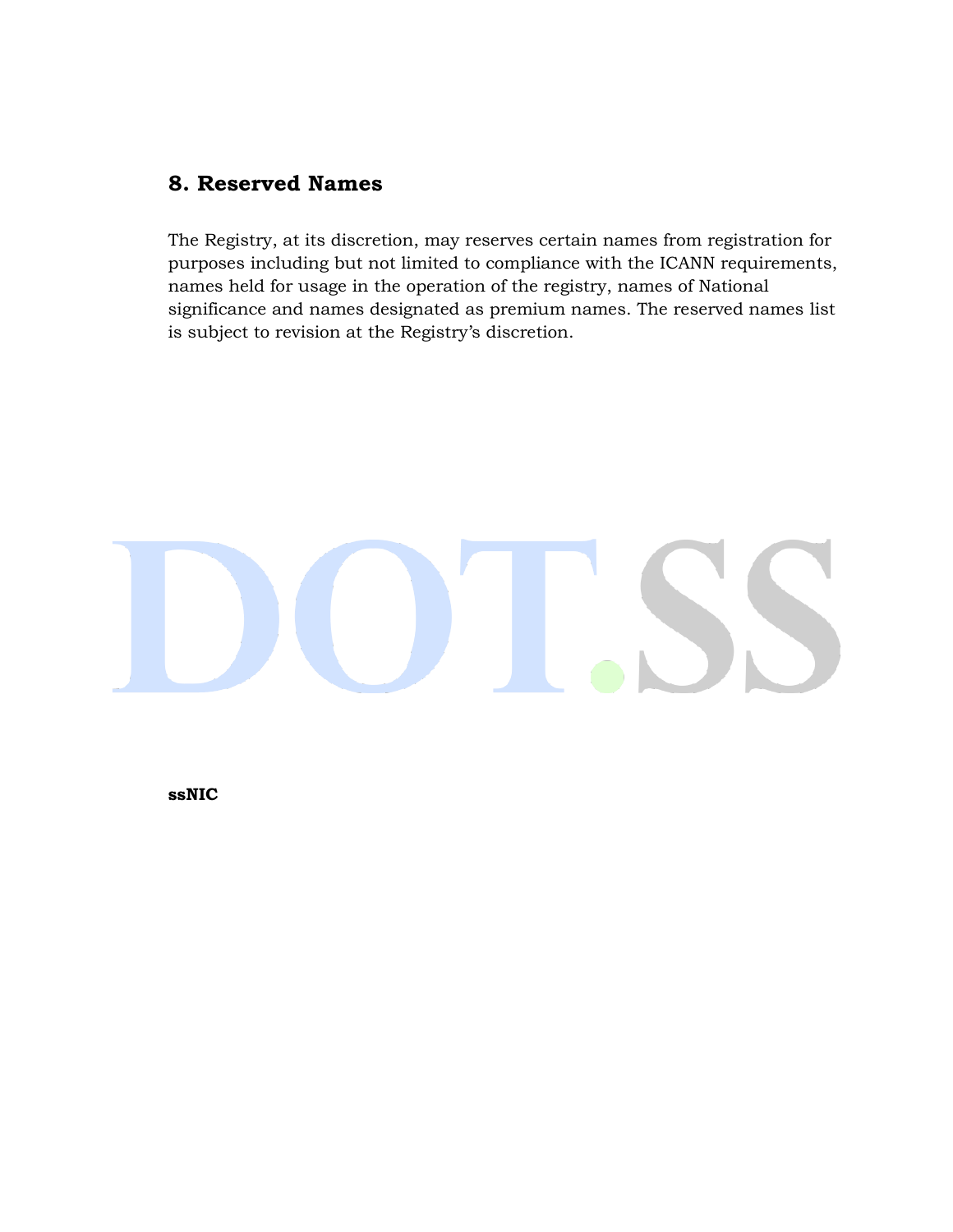## 8. Reserved Names

The Registry, at its discretion, may reserves certain names from registration for purposes including but not limited to compliance with the ICANN requirements, names held for usage in the operation of the registry, names of National significance and names designated as premium names. The reserved names list is subject to revision at the Registry's discretion.

DOT.SS

**ssNIC**